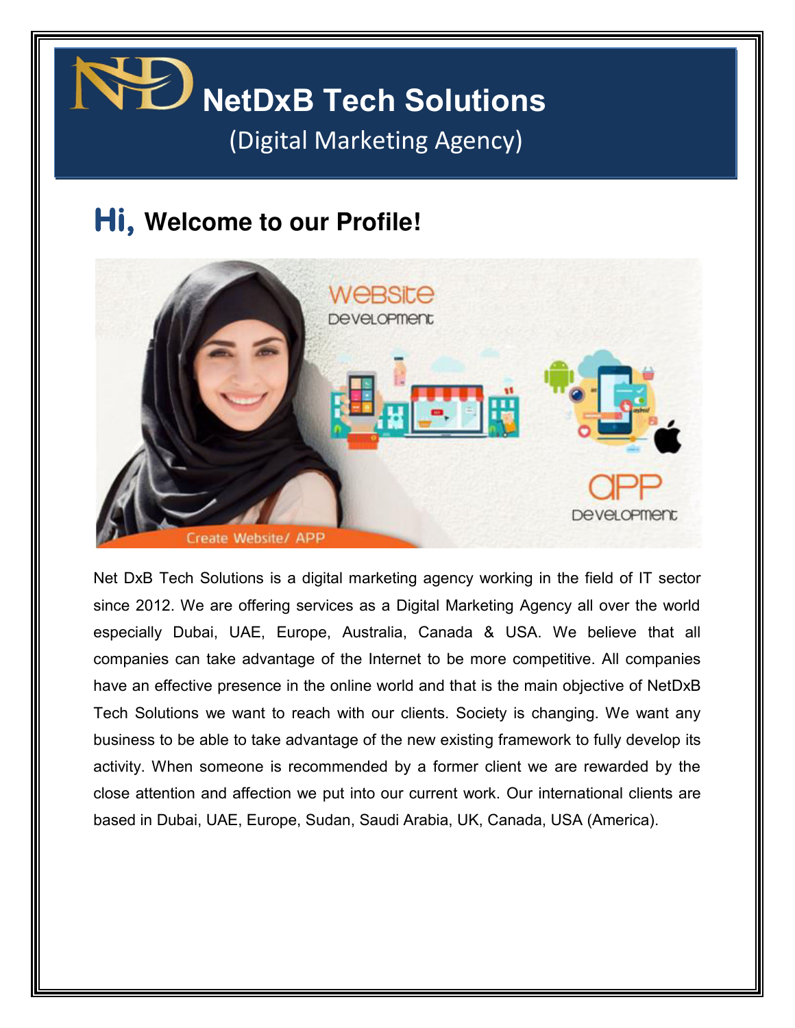# NetDxB Tech Solutions

(Digital Marketing Agency)

## Hi, Welcome to our Profile!

Net DxB Tech Solutions is a digital marketing agency working in the field of IT sector since 2012. We are offering services as a Digital Marketing Agency all over the world especially Dubai, UAE, Europe, Australia, Canada & USA. We believe that all companies can take advantage of the Internet to be more competitive. All companies have an effective presence in the online world and that is the main objective of NetDxB Tech Solutions we want to reach with our clients. Society is changing. We want any business to be able to take advantage of the new existing framework to fully develop its activity. When someone is recommended by a former client we are rewarded by the close attention and affection we put into our current work. Our international clients are based in Dubai, UAE, Europe, Sudan, Saudi Arabia, UK, Canada, USA (America).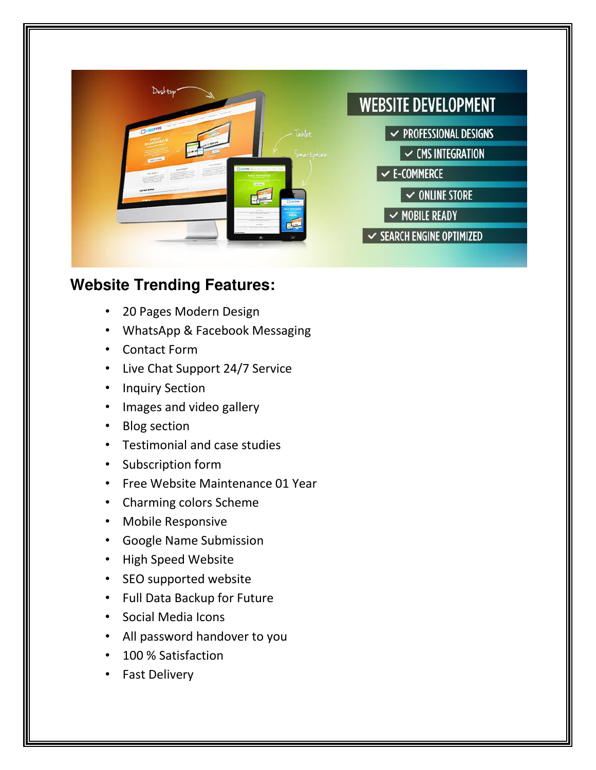## Website Trending Features:

- 20 Pages Modern Design
- WhatsApp & Facebook Messaging
- Contact Form
- Live Chat Support 24/7 Service
- Inquiry Section
- Images and video gallery
- Blog section
- Testimonial and case studies
- Subscription form
- Free Website Maintenance 01 Year
- Charming colors Scheme
- Mobile Responsive
- Google Name Submission
- High Speed Website
- SEO supported website
- Full Data Backup for Future
- Social Media Icons
- All password handover to you
- 100 % Satisfaction
- Fast Delivery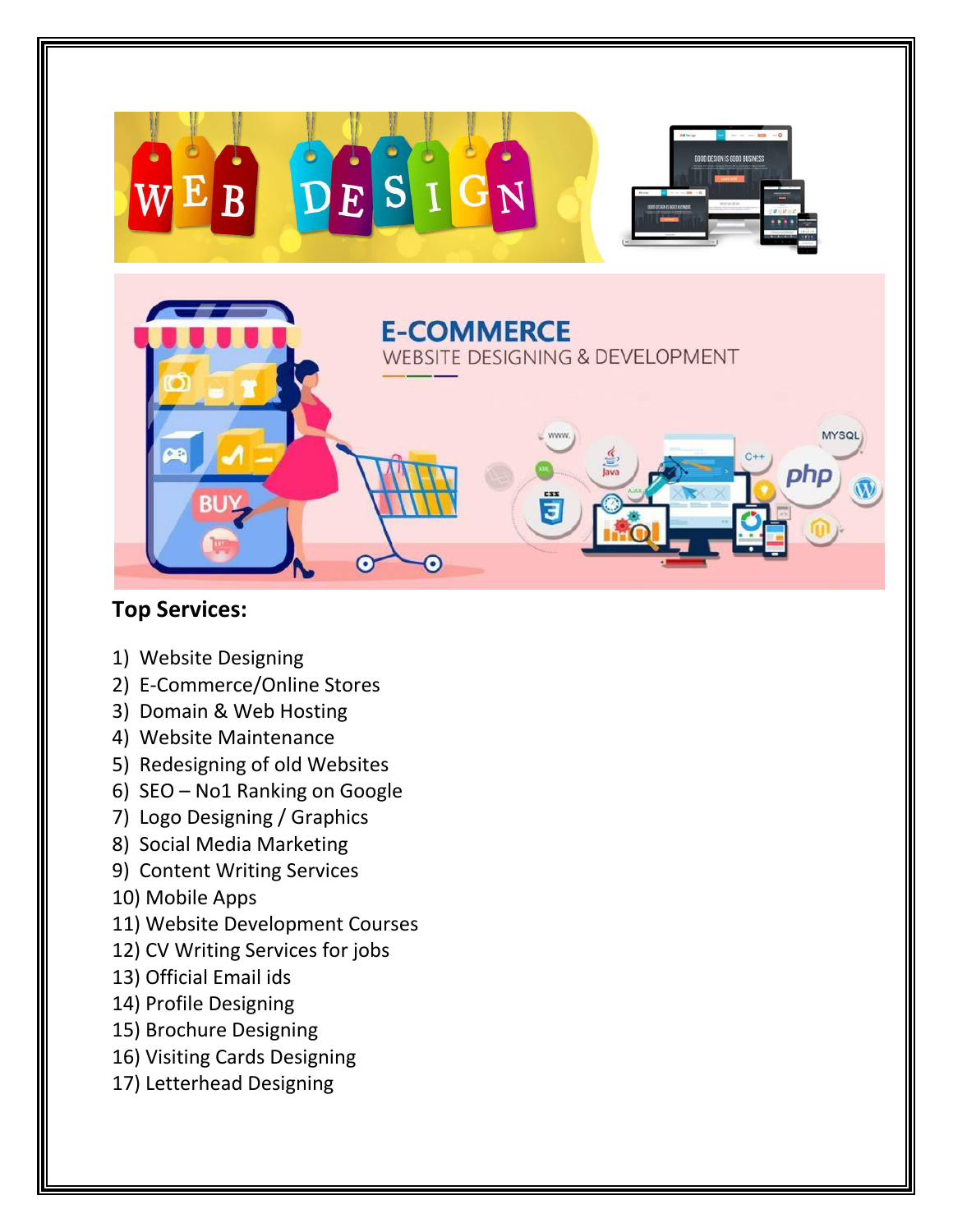## Top Services:

1) Website Designing
2) E-Commerce/Online Stores
3) Domain & Web Hosting
4) Website Maintenance
5) Redesigning of old Websites
6) SEO – No1 Ranking on Google
7) Logo Designing / Graphics
8) Social Media Marketing
9) Content Writing Services
10) Mobile Apps
11) Website Development Courses
12) CV Writing Services for jobs
13) Official Email ids
14) Profile Designing
15) Brochure Designing
16) Visiting Cards Designing
17) Letterhead Designing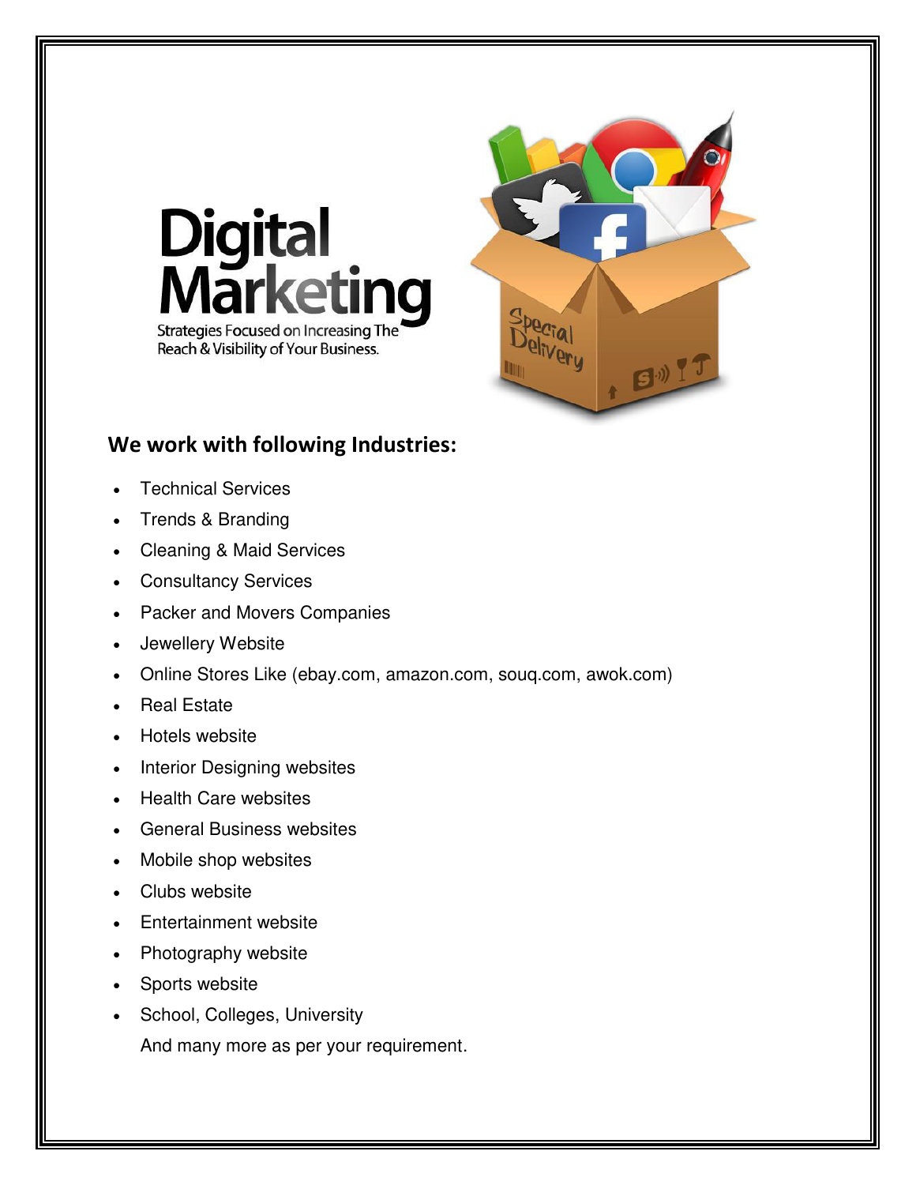# Digital Marketing

Strategies Focused on Increasing The Reach & Visibility of Your Business.

## We work with following Industries:

- Technical Services
- Trends & Branding
- Cleaning & Maid Services
- Consultancy Services
- Packer and Movers Companies
- Jewellery Website
- Online Stores Like (ebay.com, amazon.com, souq.com, awok.com)
- Real Estate
- Hotels website
- Interior Designing websites
- Health Care websites
- General Business websites
- Mobile shop websites
- Clubs website
- Entertainment website
- Photography website
- Sports website
- School, Colleges, University

  And many more as per your requirement.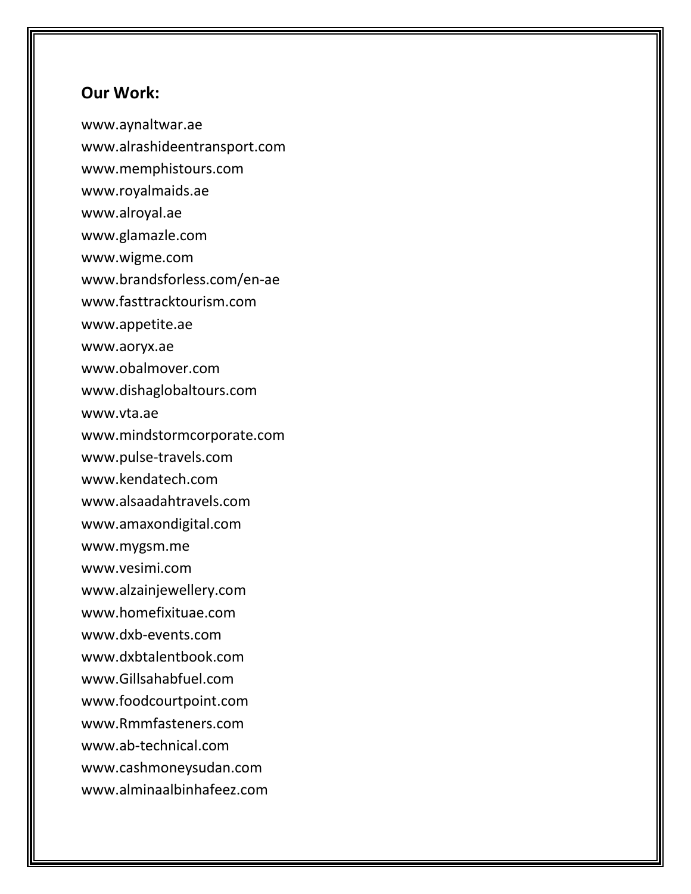**Our Work:**

www.aynaltwar.ae
www.alrashideentransport.com
www.memphistours.com
www.royalmaids.ae
www.alroyal.ae
www.glamazle.com
www.wigme.com
www.brandsforless.com/en-ae
www.fasttracktourism.com
www.appetite.ae
www.aoryx.ae
www.obalmover.com
www.dishaglobaltours.com
www.vta.ae
www.mindstormcorporate.com
www.pulse-travels.com
www.kendatech.com
www.alsaadahtravels.com
www.amaxondigital.com
www.mygsm.me
www.vesimi.com
www.alzainjewellery.com
www.homefixituae.com
www.dxb-events.com
www.dxbtalentbook.com
www.Gillsahabfuel.com
www.foodcourtpoint.com
www.Rmmfasteners.com
www.ab-technical.com
www.cashmoneysudan.com
www.alminaalbinhafeez.com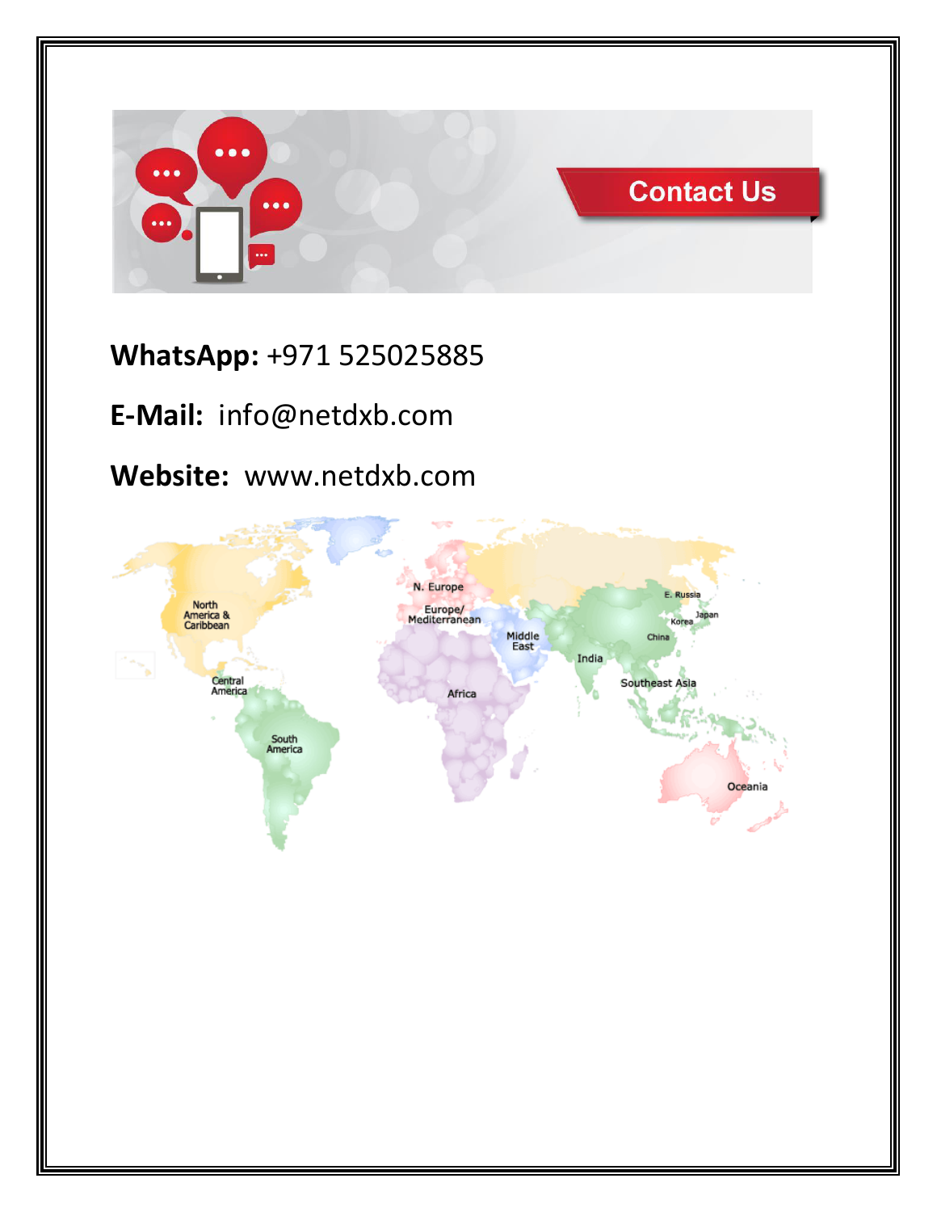Contact Us

**WhatsApp:** +971 525025885

**E-Mail:** info@netdxb.com

**Website:** www.netdxb.com

North America & Caribbean

Central America

South America

N. Europe

Europe/ Mediterranean

Africa

Middle East

India

E. Russia

Korea

Japan

China

Southeast Asia

Oceania